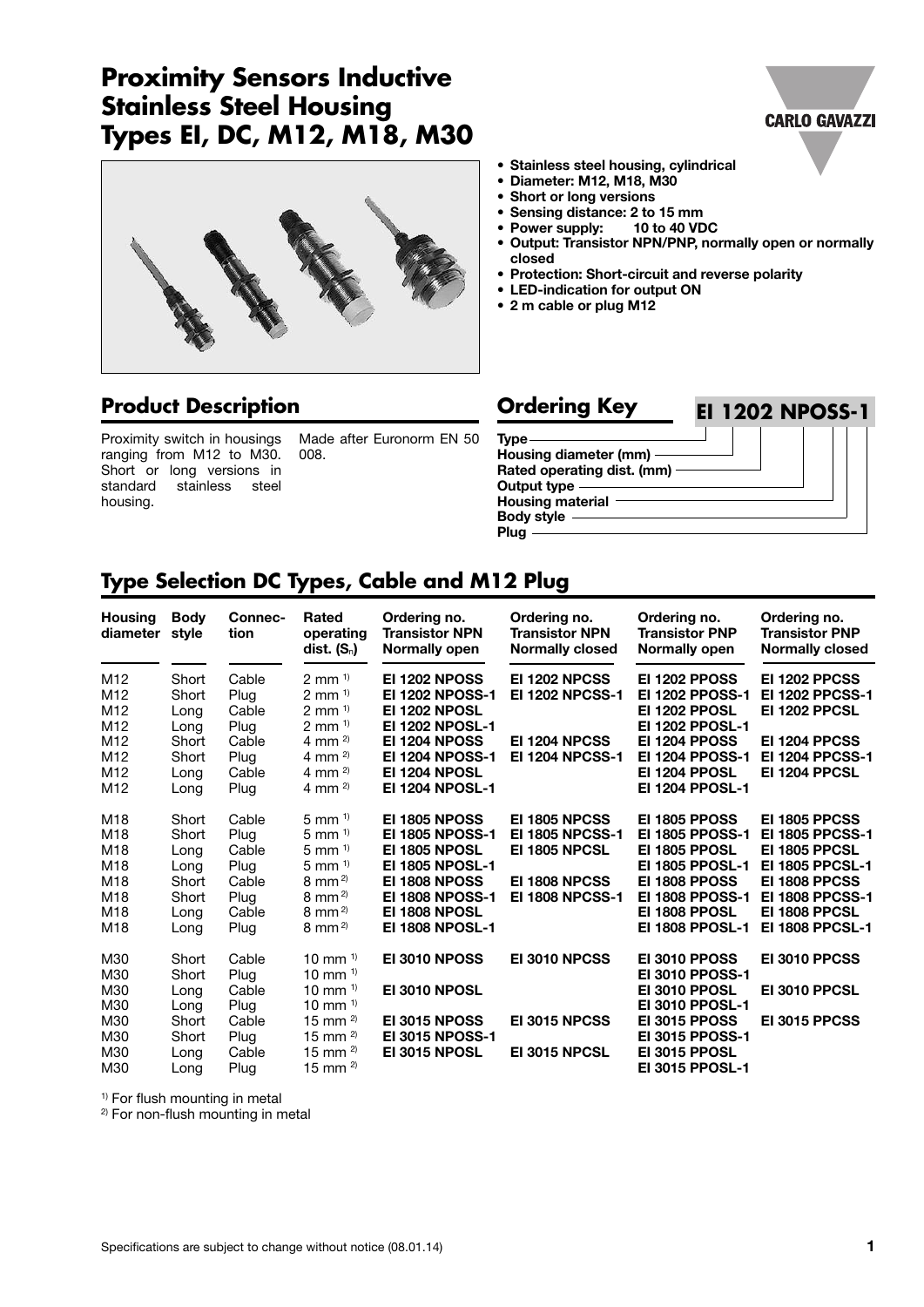# Proximity Sensors Inductive Stainless Steel Housing Types EI, DC, M12, M18, M30

- Stainless steel housing, cylindrical
- Diameter: M12, M18, M30
- Short or long versions
- Sensing distance: 2 to 15 mm
- Power supply: 10 to 40 VDC
- Output: Transistor NPN/PNP, normally open or normally closed
- Protection: Short-circuit and reverse polarity
- LED-indication for output ON
- 2 m cable or plug M12

## Product Description

Proximity switch in housings ranging from M12 to M30. Short or long versions in standard stainless steel housing.

Made after Euronorm EN 50 008.

## Ordering Key

**EI 1202 NPOSS-1**

- Type
- Housing diameter (mm)
- Rated operating dist. (mm)
- Output type
- Housing material
- Body style
- Plug

## Type Selection DC Types, Cable and M12 Plug

| Housing diameter | Body style | Connec-tion | Rated operating dist. ($S_n$) | Ordering no. Transistor NPN Normally open | Ordering no. Transistor NPN Normally closed | Ordering no. Transistor PNP Normally open | Ordering no. Transistor PNP Normally closed |
|---|---|---|---|---|---|---|---|
| M12 | Short | Cable | 2 mm [1] | **EI 1202 NPOSS** | **EI 1202 NPCSS** | **EI 1202 PPOSS** | **EI 1202 PPCSS** |
| M12 | Short | Plug | 2 mm [1] | **EI 1202 NPOSS-1** | **EI 1202 NPCSS-1** | **EI 1202 PPOSS-1** | **EI 1202 PPCSS-1** |
| M12 | Long | Cable | 2 mm [1] | **EI 1202 NPOSL** | | **EI 1202 PPOSL** | **EI 1202 PPCSL** |
| M12 | Long | Plug | 2 mm [1] | **EI 1202 NPOSL-1** | | **EI 1202 PPOSL-1** | |
| M12 | Short | Cable | 4 mm [2] | **EI 1204 NPOSS** | **EI 1204 NPCSS** | **EI 1204 PPOSS** | **EI 1204 PPCSS** |
| M12 | Short | Plug | 4 mm [2] | **EI 1204 NPOSS-1** | **EI 1204 NPCSS-1** | **EI 1204 PPOSS-1** | **EI 1204 PPCSS-1** |
| M12 | Long | Cable | 4 mm [2] | **EI 1204 NPOSL** | | **EI 1204 PPOSL** | **EI 1204 PPCSL** |
| M12 | Long | Plug | 4 mm [2] | **EI 1204 NPOSL-1** | | **EI 1204 PPOSL-1** | |
| M18 | Short | Cable | 5 mm [1] | **EI 1805 NPOSS** | **EI 1805 NPCSS** | **EI 1805 PPOSS** | **EI 1805 PPCSS** |
| M18 | Short | Plug | 5 mm [1] | **EI 1805 NPOSS-1** | **EI 1805 NPCSS-1** | **EI 1805 PPOSS-1** | **EI 1805 PPCSS-1** |
| M18 | Long | Cable | 5 mm [1] | **EI 1805 NPOSL** | **EI 1805 NPCSL** | **EI 1805 PPOSL** | **EI 1805 PPCSL** |
| M18 | Long | Plug | 5 mm [1] | **EI 1805 NPOSL-1** | | **EI 1805 PPOSL-1** | **EI 1805 PPCSL-1** |
| M18 | Short | Cable | 8 mm [2] | **EI 1808 NPOSS** | **EI 1808 NPCSS** | **EI 1808 PPOSS** | **EI 1808 PPCSS** |
| M18 | Short | Plug | 8 mm [2] | **EI 1808 NPOSS-1** | **EI 1808 NPCSS-1** | **EI 1808 PPOSS-1** | **EI 1808 PPCSS-1** |
| M18 | Long | Cable | 8 mm [2] | **EI 1808 NPOSL** | | **EI 1808 PPOSL** | **EI 1808 PPCSL** |
| M18 | Long | Plug | 8 mm [2] | **EI 1808 NPOSL-1** | | **EI 1808 PPOSL-1** | **EI 1808 PPCSL-1** |
| M30 | Short | Cable | 10 mm [1] | **EI 3010 NPOSS** | **EI 3010 NPCSS** | **EI 3010 PPOSS** | **EI 3010 PPCSS** |
| M30 | Short | Plug | 10 mm [1] | | | **EI 3010 PPOSS-1** | |
| M30 | Long | Cable | 10 mm [1] | **EI 3010 NPOSL** | | **EI 3010 PPOSL** | **EI 3010 PPCSL** |
| M30 | Long | Plug | 10 mm [1] | | | **EI 3010 PPOSL-1** | |
| M30 | Short | Cable | 15 mm [2] | **EI 3015 NPOSS** | **EI 3015 NPCSS** | **EI 3015 PPOSS** | **EI 3015 PPCSS** |
| M30 | Short | Plug | 15 mm [2] | **EI 3015 NPOSS-1** | | **EI 3015 PPOSS-1** | |
| M30 | Long | Cable | 15 mm [2] | **EI 3015 NPOSL** | **EI 3015 NPCSL** | **EI 3015 PPOSL** | |
| M30 | Long | Plug | 15 mm [2] | | | **EI 3015 PPOSL-1** | |

[1] For flush mounting in metal

[2] For non-flush mounting in metal

Specifications are subject to change without notice (08.01.14)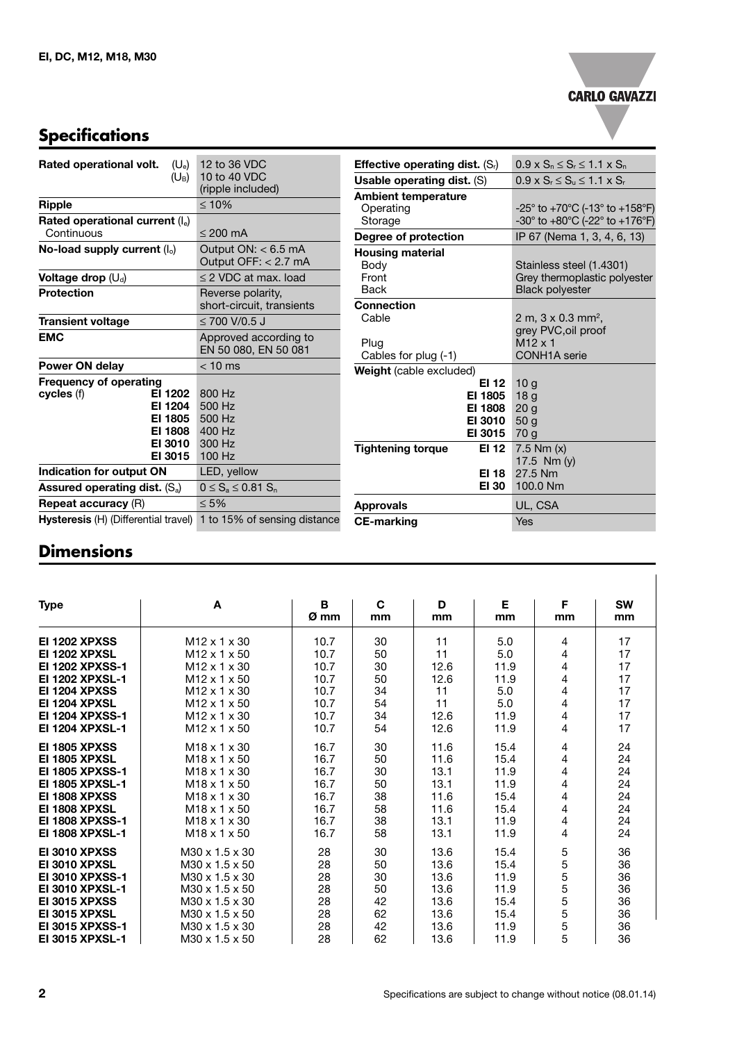## Specifications

| | |
|---|---|
| **Rated operational volt.** ($U_e$) ($U_B$) | 12 to 36 VDC<br>10 to 40 VDC (ripple included) |
| **Ripple** | ≤ 10% |
| **Rated operational current** ($I_e$)<br>Continuous | ≤ 200 mA |
| **No-load supply current** ($I_o$) | Output ON: < 6.5 mA<br>Output OFF: < 2.7 mA |
| **Voltage drop** ($U_d$) | ≤ 2 VDC at max. load |
| **Protection** | Reverse polarity, short-circuit, transients |
| **Transient voltage** | ≤ 700 V/0.5 J |
| **EMC** | Approved according to EN 50 080, EN 50 081 |
| **Power ON delay** | < 10 ms |
| **Frequency of operating cycles** (f) **EI 1202** | 800 Hz |
| **EI 1204** | 500 Hz |
| **EI 1805** | 500 Hz |
| **EI 1808** | 400 Hz |
| **EI 3010** | 300 Hz |
| **EI 3015** | 100 Hz |
| **Indication for output ON** | LED, yellow |
| **Assured operating dist.** ($S_a$) | $0 \leq S_a \leq 0.81\ S_n$ |
| **Repeat accuracy** (R) | ≤ 5% |
| **Hysteresis** (H) (Differential travel) | 1 to 15% of sensing distance |
| **Effective operating dist.** ($S_r$) | $0.9 \times S_n \leq S_r \leq 1.1 \times S_n$ |
| **Usable operating dist.** (S) | $0.9 \times S_r \leq S_u \leq 1.1 \times S_r$ |
| **Ambient temperature**<br>Operating<br>Storage | <br>-25° to +70°C (-13° to +158°F)<br>-30° to +80°C (-22° to +176°F) |
| **Degree of protection** | IP 67 (Nema 1, 3, 4, 6, 13) |
| **Housing material**<br>Body<br>Front<br>Back | <br>Stainless steel (1.4301)<br>Grey thermoplastic polyester<br>Black polyester |
| **Connection**<br>Cable<br><br>Plug<br>Cables for plug (-1) | <br>2 m, 3 x 0.3 mm², grey PVC,oil proof<br>M12 x 1<br>CONH1A serie |
| **Weight** (cable excluded) **EI 12** | 10 g |
| **EI 1805** | 18 g |
| **EI 1808** | 20 g |
| **EI 3010** | 50 g |
| **EI 3015** | 70 g |
| **Tightening torque** **EI 12** | 7.5 Nm (x)<br>17.5 Nm (y) |
| **EI 18** | 27.5 Nm |
| **EI 30** | 100.0 Nm |
| **Approvals** | UL, CSA |
| **CE-marking** | Yes |

## Dimensions

| Type | A | B Ø mm | C mm | D mm | E mm | F mm | SW mm |
|---|---|---|---|---|---|---|---|
| **EI 1202 XPXSS** | M12 x 1 x 30 | 10.7 | 30 | 11 | 5.0 | 4 | 17 |
| **EI 1202 XPXSL** | M12 x 1 x 50 | 10.7 | 50 | 11 | 5.0 | 4 | 17 |
| **EI 1202 XPXSS-1** | M12 x 1 x 30 | 10.7 | 30 | 12.6 | 11.9 | 4 | 17 |
| **EI 1202 XPXSL-1** | M12 x 1 x 50 | 10.7 | 50 | 12.6 | 11.9 | 4 | 17 |
| **EI 1204 XPXSS** | M12 x 1 x 30 | 10.7 | 34 | 11 | 5.0 | 4 | 17 |
| **EI 1204 XPXSL** | M12 x 1 x 50 | 10.7 | 54 | 11 | 5.0 | 4 | 17 |
| **EI 1204 XPXSS-1** | M12 x 1 x 30 | 10.7 | 34 | 12.6 | 11.9 | 4 | 17 |
| **EI 1204 XPXSL-1** | M12 x 1 x 50 | 10.7 | 54 | 12.6 | 11.9 | 4 | 17 |
| **EI 1805 XPXSS** | M18 x 1 x 30 | 16.7 | 30 | 11.6 | 15.4 | 4 | 24 |
| **EI 1805 XPXSL** | M18 x 1 x 50 | 16.7 | 50 | 11.6 | 15.4 | 4 | 24 |
| **EI 1805 XPXSS-1** | M18 x 1 x 30 | 16.7 | 30 | 13.1 | 11.9 | 4 | 24 |
| **EI 1805 XPXSL-1** | M18 x 1 x 50 | 16.7 | 50 | 13.1 | 11.9 | 4 | 24 |
| **EI 1808 XPXSS** | M18 x 1 x 30 | 16.7 | 38 | 11.6 | 15.4 | 4 | 24 |
| **EI 1808 XPXSL** | M18 x 1 x 50 | 16.7 | 58 | 11.6 | 15.4 | 4 | 24 |
| **EI 1808 XPXSS-1** | M18 x 1 x 30 | 16.7 | 38 | 13.1 | 11.9 | 4 | 24 |
| **EI 1808 XPXSL-1** | M18 x 1 x 50 | 16.7 | 58 | 13.1 | 11.9 | 4 | 24 |
| **EI 3010 XPXSS** | M30 x 1.5 x 30 | 28 | 30 | 13.6 | 15.4 | 5 | 36 |
| **EI 3010 XPXSL** | M30 x 1.5 x 50 | 28 | 50 | 13.6 | 15.4 | 5 | 36 |
| **EI 3010 XPXSS-1** | M30 x 1.5 x 30 | 28 | 30 | 13.6 | 11.9 | 5 | 36 |
| **EI 3010 XPXSL-1** | M30 x 1.5 x 50 | 28 | 50 | 13.6 | 11.9 | 5 | 36 |
| **EI 3015 XPXSS** | M30 x 1.5 x 30 | 28 | 42 | 13.6 | 15.4 | 5 | 36 |
| **EI 3015 XPXSL** | M30 x 1.5 x 50 | 28 | 62 | 13.6 | 15.4 | 5 | 36 |
| **EI 3015 XPXSS-1** | M30 x 1.5 x 30 | 28 | 42 | 13.6 | 11.9 | 5 | 36 |
| **EI 3015 XPXSL-1** | M30 x 1.5 x 50 | 28 | 62 | 13.6 | 11.9 | 5 | 36 |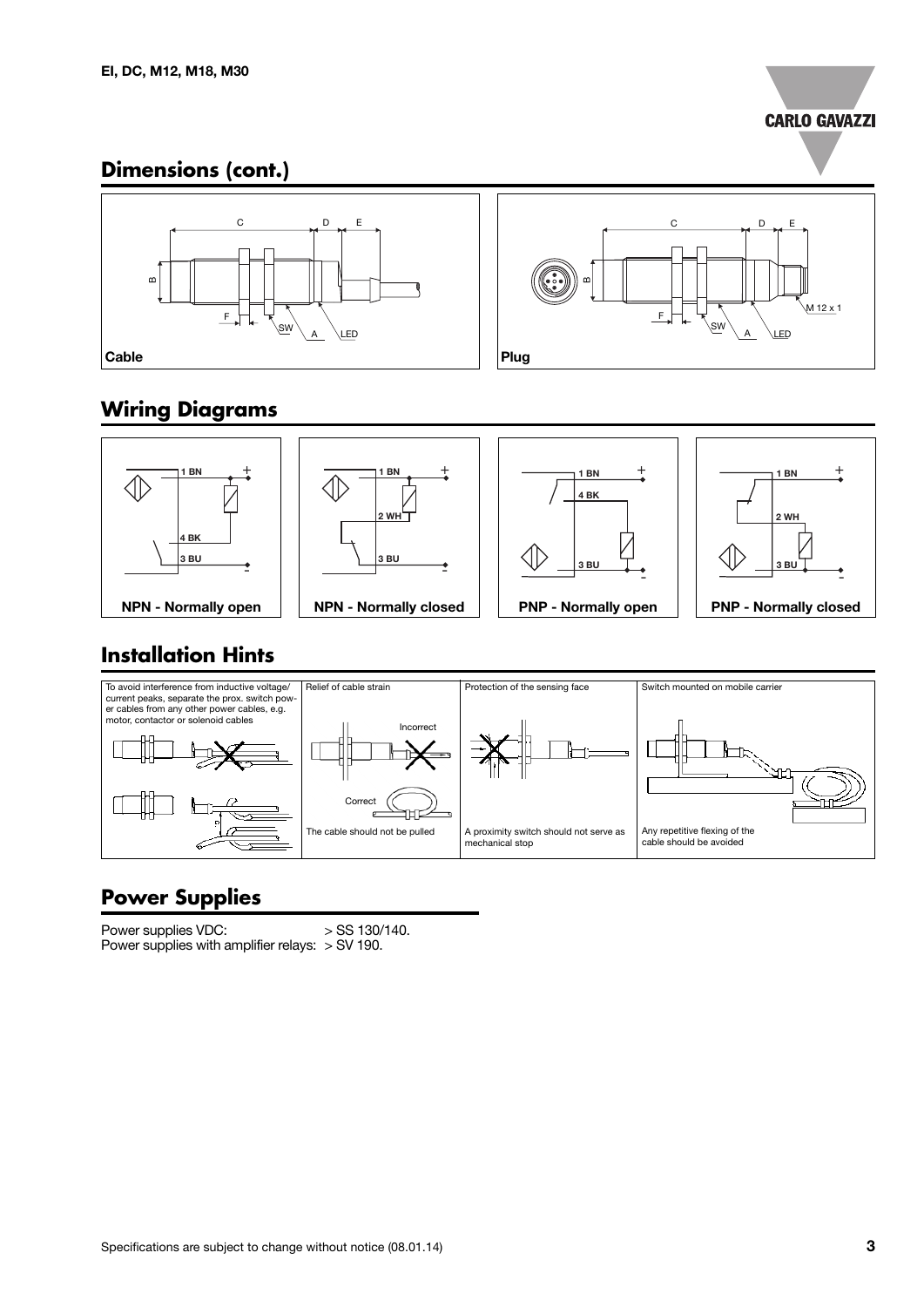## Dimensions (cont.)

C D E

B

F SW A LED

**Cable**

C D E

B

M 12 x 1

F SW A LED

**Plug**

## Wiring Diagrams

1 BN +
4 BK
3 BU -

**NPN - Normally open**

1 BN +
2 WH
3 BU -

**NPN - Normally closed**

1 BN +
4 BK
3 BU -

**PNP - Normally open**

1 BN +
2 WH
3 BU -

**PNP - Normally closed**

## Installation Hints

To avoid interference from inductive voltage/current peaks, separate the prox. switch power cables from any other power cables, e.g. motor, contactor or solenoid cables

Relief of cable strain

Incorrect

Correct

The cable should not be pulled

Protection of the sensing face

A proximity switch should not serve as mechanical stop

Switch mounted on mobile carrier

Any repetitive flexing of the cable should be avoided

## Power Supplies

Power supplies VDC: > SS 130/140.
Power supplies with amplifier relays: > SV 190.